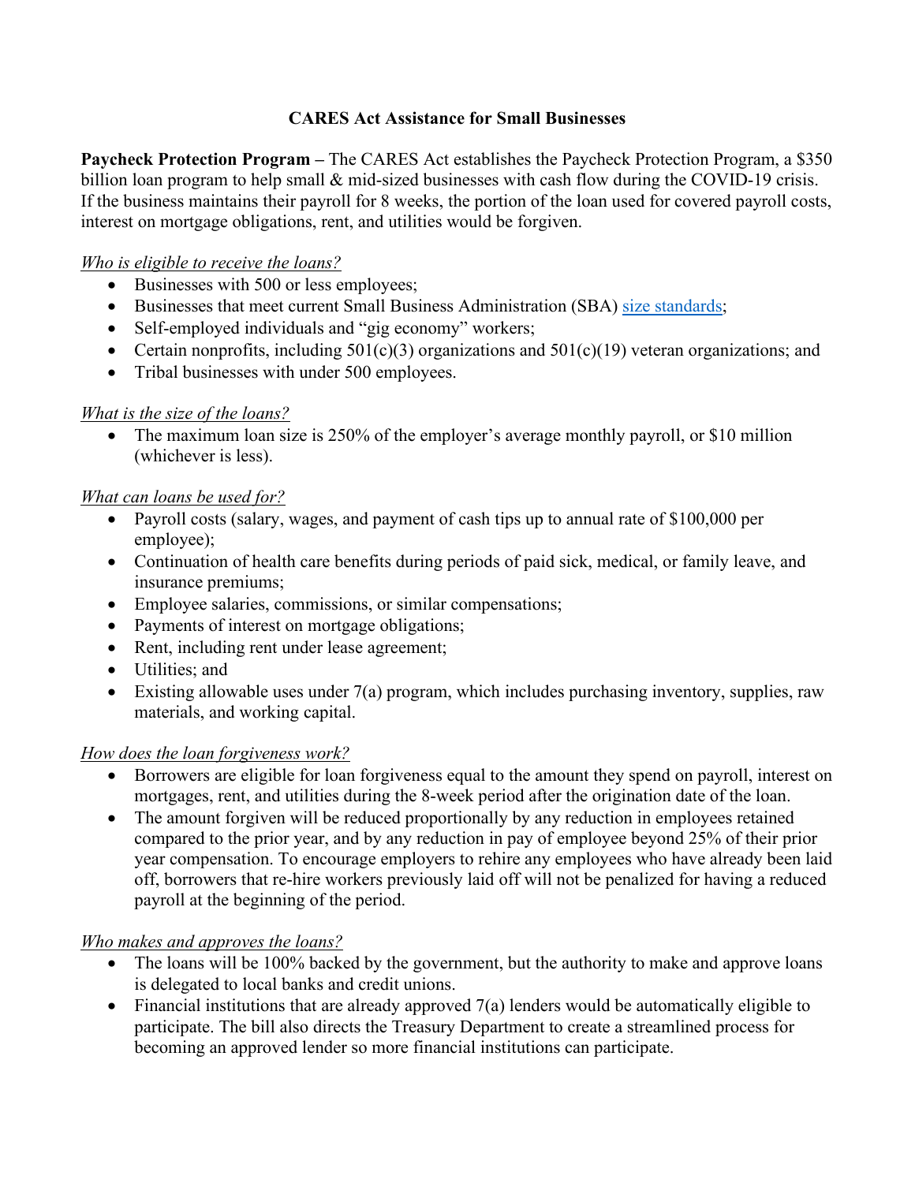# CARES Act Assistance for Small Businesses

**Paycheck Protection Program –** The CARES Act establishes the Paycheck Protection Program, a $350 billion loan program to help small & mid-sized businesses with cash flow during the COVID-19 crisis. If the business maintains their payroll for 8 weeks, the portion of the loan used for covered payroll costs, interest on mortgage obligations, rent, and utilities would be forgiven.

*Who is eligible to receive the loans?*

- Businesses with 500 or less employees;
- Businesses that meet current Small Business Administration (SBA) size standards;
- Self-employed individuals and "gig economy" workers;
- Certain nonprofits, including 501(c)(3) organizations and 501(c)(19) veteran organizations; and
- Tribal businesses with under 500 employees.

*What is the size of the loans?*

- The maximum loan size is 250% of the employer's average monthly payroll, or $10 million (whichever is less).

*What can loans be used for?*

- Payroll costs (salary, wages, and payment of cash tips up to annual rate of $100,000 per employee);
- Continuation of health care benefits during periods of paid sick, medical, or family leave, and insurance premiums;
- Employee salaries, commissions, or similar compensations;
- Payments of interest on mortgage obligations;
- Rent, including rent under lease agreement;
- Utilities; and
- Existing allowable uses under 7(a) program, which includes purchasing inventory, supplies, raw materials, and working capital.

*How does the loan forgiveness work?*

- Borrowers are eligible for loan forgiveness equal to the amount they spend on payroll, interest on mortgages, rent, and utilities during the 8-week period after the origination date of the loan.
- The amount forgiven will be reduced proportionally by any reduction in employees retained compared to the prior year, and by any reduction in pay of employee beyond 25% of their prior year compensation. To encourage employers to rehire any employees who have already been laid off, borrowers that re-hire workers previously laid off will not be penalized for having a reduced payroll at the beginning of the period.

*Who makes and approves the loans?*

- The loans will be 100% backed by the government, but the authority to make and approve loans is delegated to local banks and credit unions.
- Financial institutions that are already approved 7(a) lenders would be automatically eligible to participate. The bill also directs the Treasury Department to create a streamlined process for becoming an approved lender so more financial institutions can participate.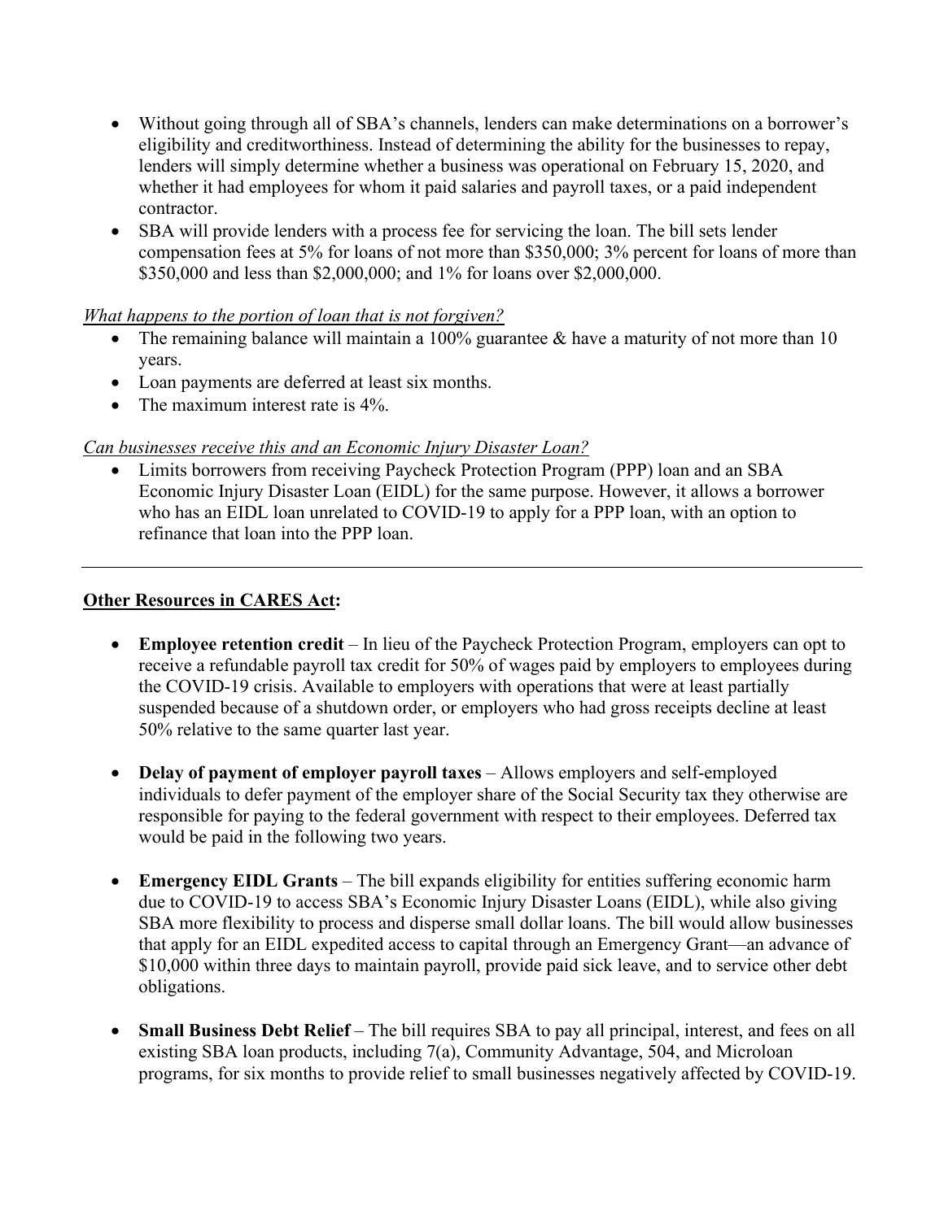- Without going through all of SBA's channels, lenders can make determinations on a borrower's eligibility and creditworthiness. Instead of determining the ability for the businesses to repay, lenders will simply determine whether a business was operational on February 15, 2020, and whether it had employees for whom it paid salaries and payroll taxes, or a paid independent contractor.
- SBA will provide lenders with a process fee for servicing the loan. The bill sets lender compensation fees at 5% for loans of not more than $350,000; 3% percent for loans of more than $350,000 and less than $2,000,000; and 1% for loans over $2,000,000.

*What happens to the portion of loan that is not forgiven?*

- The remaining balance will maintain a 100% guarantee & have a maturity of not more than 10 years.
- Loan payments are deferred at least six months.
- The maximum interest rate is 4%.

*Can businesses receive this and an Economic Injury Disaster Loan?*

- Limits borrowers from receiving Paycheck Protection Program (PPP) loan and an SBA Economic Injury Disaster Loan (EIDL) for the same purpose. However, it allows a borrower who has an EIDL loan unrelated to COVID-19 to apply for a PPP loan, with an option to refinance that loan into the PPP loan.

---

**Other Resources in CARES Act:**

- **Employee retention credit** – In lieu of the Paycheck Protection Program, employers can opt to receive a refundable payroll tax credit for 50% of wages paid by employers to employees during the COVID-19 crisis. Available to employers with operations that were at least partially suspended because of a shutdown order, or employers who had gross receipts decline at least 50% relative to the same quarter last year.

- **Delay of payment of employer payroll taxes** – Allows employers and self-employed individuals to defer payment of the employer share of the Social Security tax they otherwise are responsible for paying to the federal government with respect to their employees. Deferred tax would be paid in the following two years.

- **Emergency EIDL Grants** – The bill expands eligibility for entities suffering economic harm due to COVID-19 to access SBA's Economic Injury Disaster Loans (EIDL), while also giving SBA more flexibility to process and disperse small dollar loans. The bill would allow businesses that apply for an EIDL expedited access to capital through an Emergency Grant—an advance of $10,000 within three days to maintain payroll, provide paid sick leave, and to service other debt obligations.

- **Small Business Debt Relief** – The bill requires SBA to pay all principal, interest, and fees on all existing SBA loan products, including 7(a), Community Advantage, 504, and Microloan programs, for six months to provide relief to small businesses negatively affected by COVID-19.